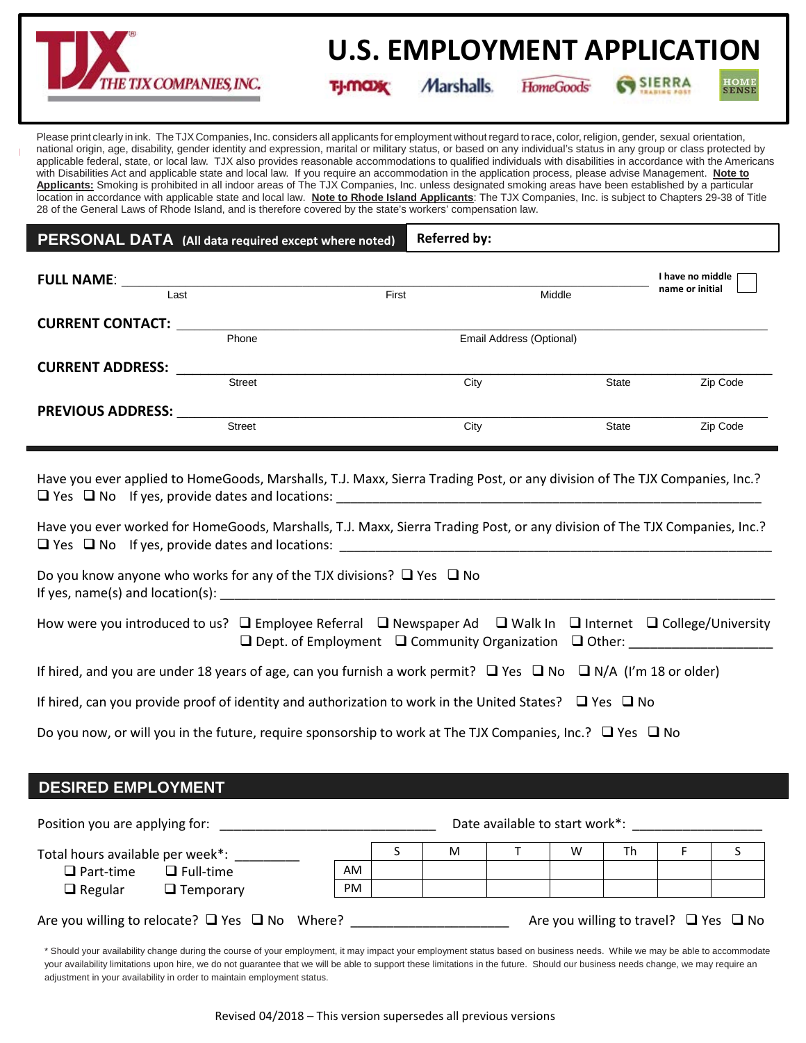# U.S. EMPLOYMENT APPLICATION

THE TJX COMPANIES, INC. — T.J.maxx, Marshalls, HomeGoods, SIERRA TRADING POST, HOME SENSE

Please print clearly in ink. The TJX Companies, Inc. considers all applicants for employment without regard to race, color, religion, gender, sexual orientation, national origin, age, disability, gender identity and expression, marital or military status, or based on any individual's status in any group or class protected by applicable federal, state, or local law. TJX also provides reasonable accommodations to qualified individuals with disabilities in accordance with the Americans with Disabilities Act and applicable state and local law. If you require an accommodation in the application process, please advise Management. **Note to Applicants:** Smoking is prohibited in all indoor areas of The TJX Companies, Inc. unless designated smoking areas have been established by a particular location in accordance with applicable state and local law. **Note to Rhode Island Applicants**: The TJX Companies, Inc. is subject to Chapters 29-38 of Title 28 of the General Laws of Rhode Island, and is therefore covered by the state's workers' compensation law.

## PERSONAL DATA (All data required except where noted)

**Referred by:**

**FULL NAME**: ______________________________________________
Last First Middle

I have no middle name or initial ☐

**CURRENT CONTACT:** ______________________________________________
Phone Email Address (Optional)

**CURRENT ADDRESS:** ______________________________________________
Street City State Zip Code

**PREVIOUS ADDRESS:** ______________________________________________
Street City State Zip Code

Have you ever applied to HomeGoods, Marshalls, T.J. Maxx, Sierra Trading Post, or any division of The TJX Companies, Inc.?
☐ Yes ☐ No If yes, provide dates and locations: ______________________________

Have you ever worked for HomeGoods, Marshalls, T.J. Maxx, Sierra Trading Post, or any division of The TJX Companies, Inc.?
☐ Yes ☐ No If yes, provide dates and locations: ______________________________

Do you know anyone who works for any of the TJX divisions? ☐ Yes ☐ No
If yes, name(s) and location(s): ______________________________

How were you introduced to us? ☐ Employee Referral ☐ Newspaper Ad ☐ Walk In ☐ Internet ☐ College/University ☐ Dept. of Employment ☐ Community Organization ☐ Other: ______________

If hired, and you are under 18 years of age, can you furnish a work permit? ☐ Yes ☐ No ☐ N/A (I'm 18 or older)

If hired, can you provide proof of identity and authorization to work in the United States? ☐ Yes ☐ No

Do you now, or will you in the future, require sponsorship to work at The TJX Companies, Inc.? ☐ Yes ☐ No

## DESIRED EMPLOYMENT

Position you are applying for: ______________________ Date available to start work*: ______________

Total hours available per week*: __________
☐ Part-time ☐ Full-time
☐ Regular ☐ Temporary

| | S | M | T | W | Th | F | S |
|---|---|---|---|---|---|---|---|
| AM | | | | | | | |
| PM | | | | | | | |

Are you willing to relocate? ☐ Yes ☐ No Where? ______________ Are you willing to travel? ☐ Yes ☐ No

* Should your availability change during the course of your employment, it may impact your employment status based on business needs. While we may be able to accommodate your availability limitations upon hire, we do not guarantee that we will be able to support these limitations in the future. Should our business needs change, we may require an adjustment in your availability in order to maintain employment status.

Revised 04/2018 – This version supersedes all previous versions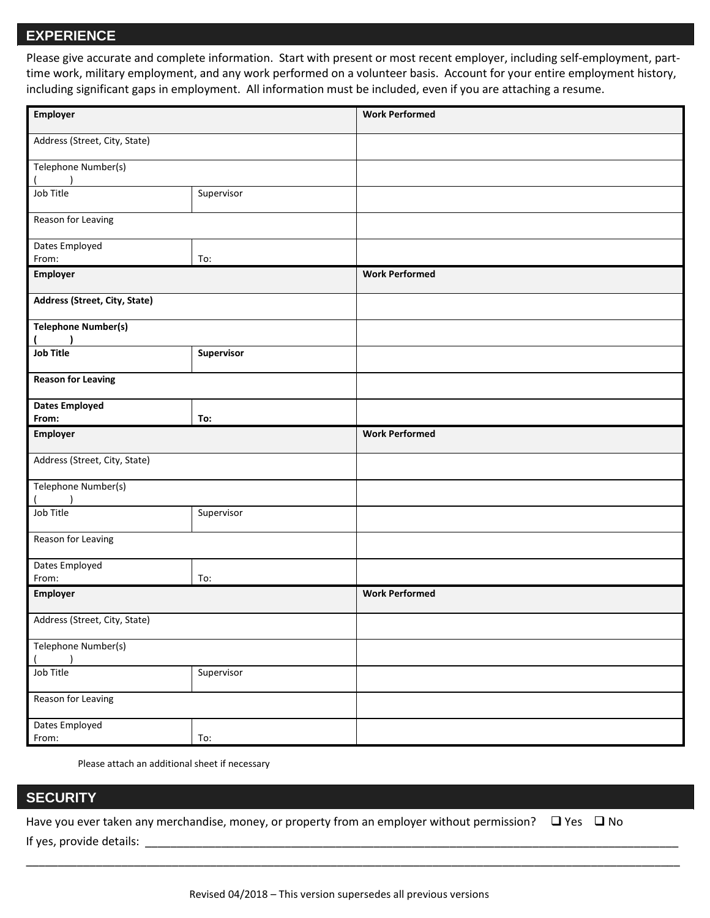## EXPERIENCE

Please give accurate and complete information. Start with present or most recent employer, including self-employment, part-time work, military employment, and any work performed on a volunteer basis. Account for your entire employment history, including significant gaps in employment. All information must be included, even if you are attaching a resume.

| Employer | | Work Performed |
|---|---|---|
| Address (Street, City, State) | | |
| Telephone Number(s)<br>(     ) | | |
| Job Title | Supervisor | |
| Reason for Leaving | | |
| Dates Employed<br>From: | To: | |
| **Employer** | | **Work Performed** |
| **Address (Street, City, State)** | | |
| **Telephone Number(s)**<br>**(     )** | | |
| **Job Title** | **Supervisor** | |
| **Reason for Leaving** | | |
| **Dates Employed**<br>**From:** | **To:** | |
| **Employer** | | **Work Performed** |
| Address (Street, City, State) | | |
| Telephone Number(s)<br>(     ) | | |
| Job Title | Supervisor | |
| Reason for Leaving | | |
| Dates Employed<br>From: | To: | |
| **Employer** | | **Work Performed** |
| Address (Street, City, State) | | |
| Telephone Number(s)<br>(     ) | | |
| Job Title | Supervisor | |
| Reason for Leaving | | |
| Dates Employed<br>From: | To: | |

Please attach an additional sheet if necessary

## SECURITY

Have you ever taken any merchandise, money, or property from an employer without permission? ☐ Yes ☐ No

If yes, provide details: ____________________________________________________________________________

______________________________________________________________________________________________

Revised 04/2018 – This version supersedes all previous versions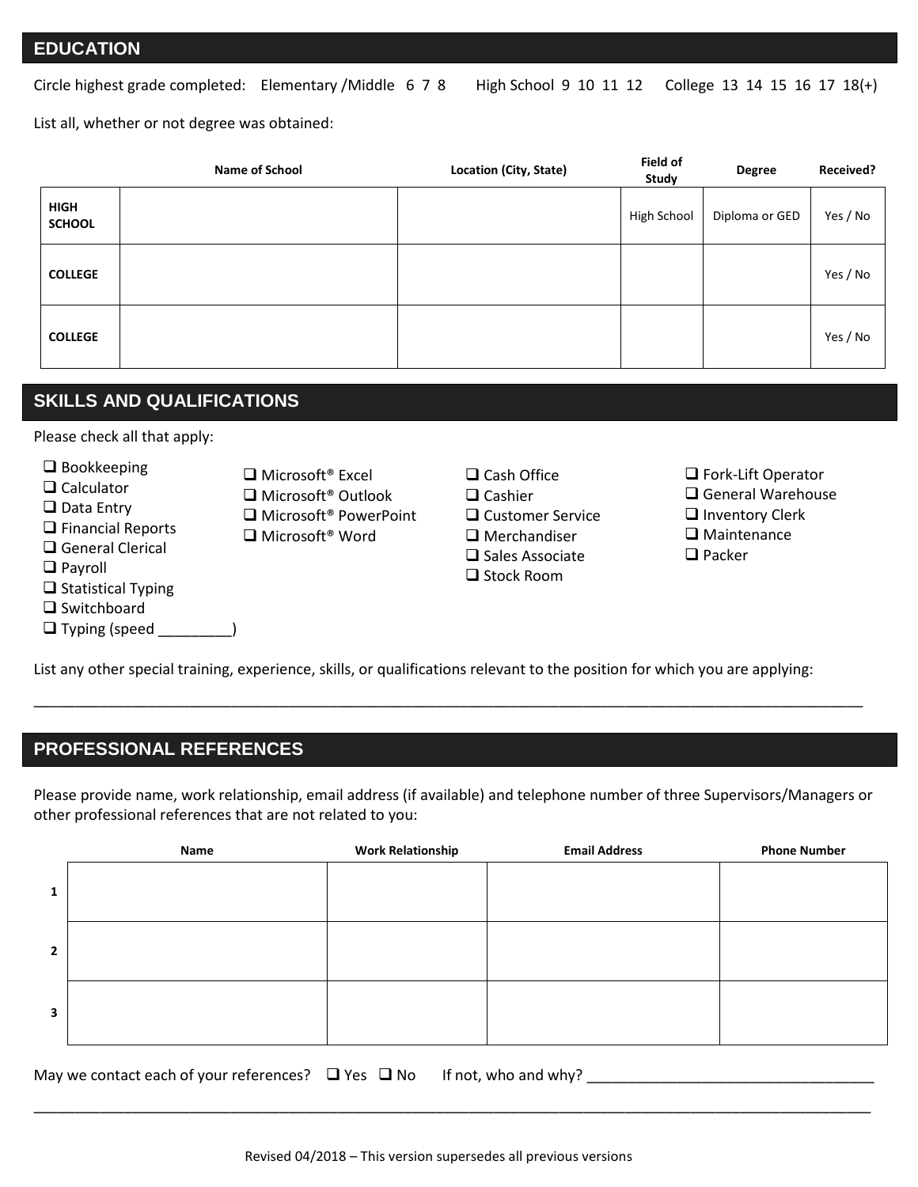## EDUCATION

Circle highest grade completed: Elementary /Middle 6 7 8  High School 9 10 11 12  College 13 14 15 16 17 18(+)

List all, whether or not degree was obtained:

| | Name of School | Location (City, State) | Field of Study | Degree | Received? |
|---|---|---|---|---|---|
| **HIGH SCHOOL** | | | High School | Diploma or GED | Yes / No |
| **COLLEGE** | | | | | Yes / No |
| **COLLEGE** | | | | | Yes / No |

## SKILLS AND QUALIFICATIONS

Please check all that apply:

- ❑ Bookkeeping
- ❑ Calculator
- ❑ Data Entry
- ❑ Financial Reports
- ❑ General Clerical
- ❑ Payroll
- ❑ Statistical Typing
- ❑ Switchboard
- ❑ Typing (speed _________)
- ❑ Microsoft® Excel
- ❑ Microsoft® Outlook
- ❑ Microsoft® PowerPoint
- ❑ Microsoft® Word
- ❑ Cash Office
- ❑ Cashier
- ❑ Customer Service
- ❑ Merchandiser
- ❑ Sales Associate
- ❑ Stock Room
- ❑ Fork-Lift Operator
- ❑ General Warehouse
- ❑ Inventory Clerk
- ❑ Maintenance
- ❑ Packer

List any other special training, experience, skills, or qualifications relevant to the position for which you are applying:

_______________________________________________________________________________________________

## PROFESSIONAL REFERENCES

Please provide name, work relationship, email address (if available) and telephone number of three Supervisors/Managers or other professional references that are not related to you:

| | Name | Work Relationship | Email Address | Phone Number |
|---|---|---|---|---|
| **1** | | | | |
| **2** | | | | |
| **3** | | | | |

May we contact each of your references? ❑ Yes ❑ No  If not, who and why? ___________________________________

_______________________________________________________________________________________________

Revised 04/2018 – This version supersedes all previous versions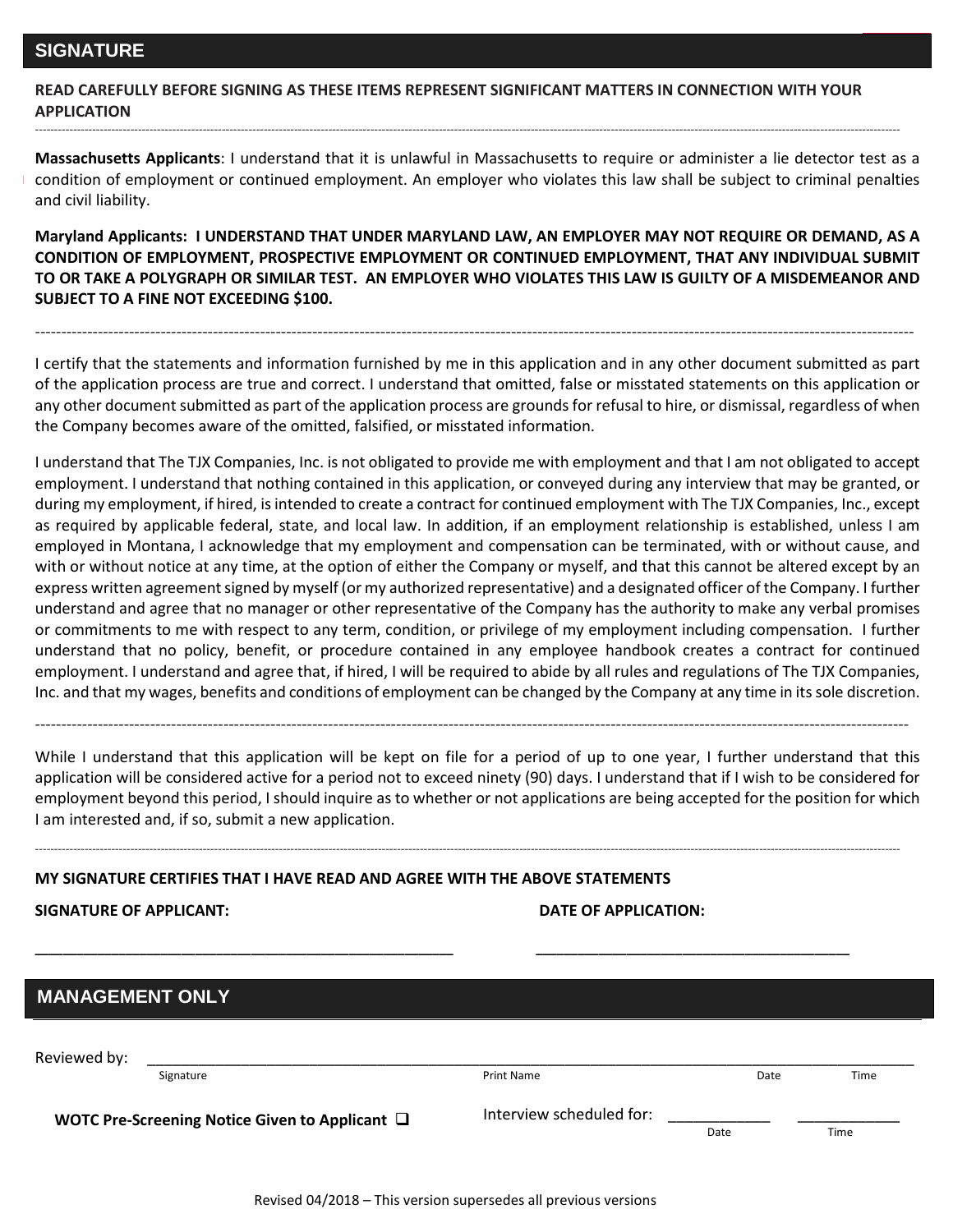## SIGNATURE

**READ CAREFULLY BEFORE SIGNING AS THESE ITEMS REPRESENT SIGNIFICANT MATTERS IN CONNECTION WITH YOUR APPLICATION**

---

**Massachusetts Applicants**: I understand that it is unlawful in Massachusetts to require or administer a lie detector test as a condition of employment or continued employment. An employer who violates this law shall be subject to criminal penalties and civil liability.

**Maryland Applicants: I UNDERSTAND THAT UNDER MARYLAND LAW, AN EMPLOYER MAY NOT REQUIRE OR DEMAND, AS A CONDITION OF EMPLOYMENT, PROSPECTIVE EMPLOYMENT OR CONTINUED EMPLOYMENT, THAT ANY INDIVIDUAL SUBMIT TO OR TAKE A POLYGRAPH OR SIMILAR TEST. AN EMPLOYER WHO VIOLATES THIS LAW IS GUILTY OF A MISDEMEANOR AND SUBJECT TO A FINE NOT EXCEEDING $100.**

---

I certify that the statements and information furnished by me in this application and in any other document submitted as part of the application process are true and correct. I understand that omitted, false or misstated statements on this application or any other document submitted as part of the application process are grounds for refusal to hire, or dismissal, regardless of when the Company becomes aware of the omitted, falsified, or misstated information.

I understand that The TJX Companies, Inc. is not obligated to provide me with employment and that I am not obligated to accept employment. I understand that nothing contained in this application, or conveyed during any interview that may be granted, or during my employment, if hired, is intended to create a contract for continued employment with The TJX Companies, Inc., except as required by applicable federal, state, and local law. In addition, if an employment relationship is established, unless I am employed in Montana, I acknowledge that my employment and compensation can be terminated, with or without cause, and with or without notice at any time, at the option of either the Company or myself, and that this cannot be altered except by an express written agreement signed by myself (or my authorized representative) and a designated officer of the Company. I further understand and agree that no manager or other representative of the Company has the authority to make any verbal promises or commitments to me with respect to any term, condition, or privilege of my employment including compensation. I further understand that no policy, benefit, or procedure contained in any employee handbook creates a contract for continued employment. I understand and agree that, if hired, I will be required to abide by all rules and regulations of The TJX Companies, Inc. and that my wages, benefits and conditions of employment can be changed by the Company at any time in its sole discretion.

---

While I understand that this application will be kept on file for a period of up to one year, I further understand that this application will be considered active for a period not to exceed ninety (90) days. I understand that if I wish to be considered for employment beyond this period, I should inquire as to whether or not applications are being accepted for the position for which I am interested and, if so, submit a new application.

---

**MY SIGNATURE CERTIFIES THAT I HAVE READ AND AGREE WITH THE ABOVE STATEMENTS**

**SIGNATURE OF APPLICANT:** ______________________________ **DATE OF APPLICATION:** ______________________________

## MANAGEMENT ONLY

Reviewed by: ____________________________________________________________

Signature | Print Name | Date | Time

**WOTC Pre-Screening Notice Given to Applicant** ☐

Interview scheduled for: ____________ (Date) ____________ (Time)

Revised 04/2018 – This version supersedes all previous versions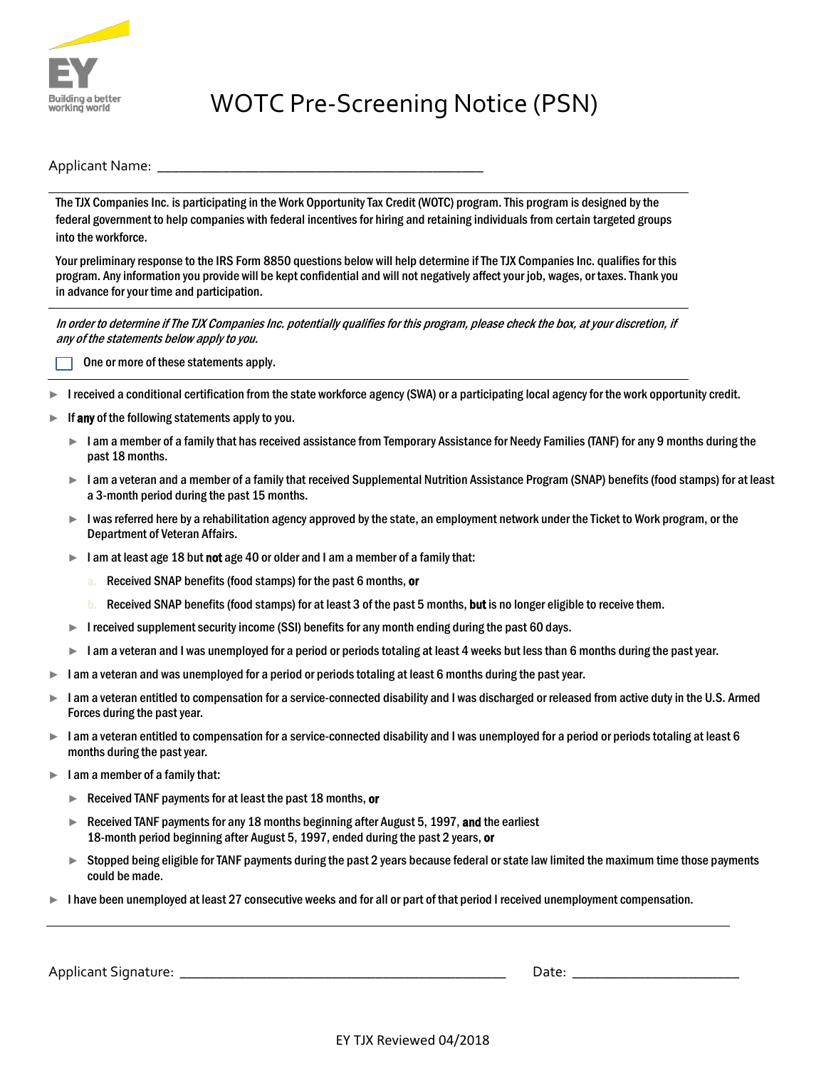# WOTC Pre-Screening Notice (PSN)

Applicant Name: ____________________________________________

The TJX Companies Inc. is participating in the Work Opportunity Tax Credit (WOTC) program. This program is designed by the federal government to help companies with federal incentives for hiring and retaining individuals from certain targeted groups into the workforce.

Your preliminary response to the IRS Form 8850 questions below will help determine if The TJX Companies Inc. qualifies for this program. Any information you provide will be kept confidential and will not negatively affect your job, wages, or taxes. Thank you in advance for your time and participation.

*In order to determine if The TJX Companies Inc. potentially qualifies for this program, please check the box, at your discretion, if any of the statements below apply to you.*

☐ One or more of these statements apply.

- I received a conditional certification from the state workforce agency (SWA) or a participating local agency for the work opportunity credit.
- If **any** of the following statements apply to you.
  - I am a member of a family that has received assistance from Temporary Assistance for Needy Families (TANF) for any 9 months during the past 18 months.
  - I am a veteran and a member of a family that received Supplemental Nutrition Assistance Program (SNAP) benefits (food stamps) for at least a 3-month period during the past 15 months.
  - I was referred here by a rehabilitation agency approved by the state, an employment network under the Ticket to Work program, or the Department of Veteran Affairs.
  - I am at least age 18 but **not** age 40 or older and I am a member of a family that:
    a. Received SNAP benefits (food stamps) for the past 6 months, **or**
    b. Received SNAP benefits (food stamps) for at least 3 of the past 5 months, **but** is no longer eligible to receive them.
  - I received supplement security income (SSI) benefits for any month ending during the past 60 days.
  - I am a veteran and I was unemployed for a period or periods totaling at least 4 weeks but less than 6 months during the past year.
- I am a veteran and was unemployed for a period or periods totaling at least 6 months during the past year.
- I am a veteran entitled to compensation for a service-connected disability and I was discharged or released from active duty in the U.S. Armed Forces during the past year.
- I am a veteran entitled to compensation for a service-connected disability and I was unemployed for a period or periods totaling at least 6 months during the past year.
- I am a member of a family that:
  - Received TANF payments for at least the past 18 months, **or**
  - Received TANF payments for any 18 months beginning after August 5, 1997, **and** the earliest 18-month period beginning after August 5, 1997, ended during the past 2 years, **or**
  - Stopped being eligible for TANF payments during the past 2 years because federal or state law limited the maximum time those payments could be made.
- I have been unemployed at least 27 consecutive weeks and for all or part of that period I received unemployment compensation.

Applicant Signature: ____________________________________________ Date: ______________________

EY TJX Reviewed 04/2018